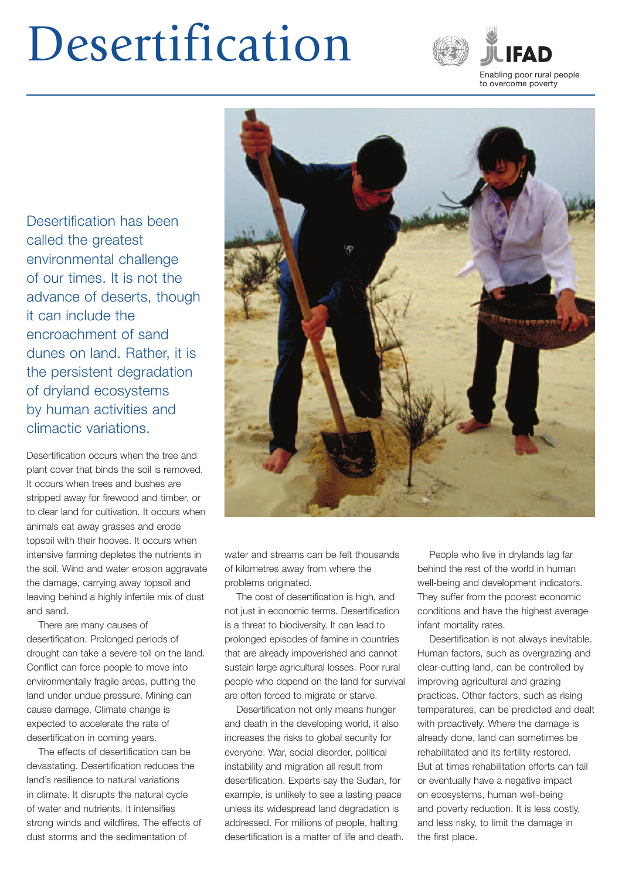# Desertification

Enabling poor rural people to overcome poverty

Desertification has been called the greatest environmental challenge of our times. It is not the advance of deserts, though it can include the encroachment of sand dunes on land. Rather, it is the persistent degradation of dryland ecosystems by human activities and climactic variations.

Desertification occurs when the tree and plant cover that binds the soil is removed. It occurs when trees and bushes are stripped away for firewood and timber, or to clear land for cultivation. It occurs when animals eat away grasses and erode topsoil with their hooves. It occurs when intensive farming depletes the nutrients in the soil. Wind and water erosion aggravate the damage, carrying away topsoil and leaving behind a highly infertile mix of dust and sand.

There are many causes of desertification. Prolonged periods of drought can take a severe toll on the land. Conflict can force people to move into environmentally fragile areas, putting the land under undue pressure. Mining can cause damage. Climate change is expected to accelerate the rate of desertification in coming years.

The effects of desertification can be devastating. Desertification reduces the land's resilience to natural variations in climate. It disrupts the natural cycle of water and nutrients. It intensifies strong winds and wildfires. The effects of dust storms and the sedimentation of water and streams can be felt thousands of kilometres away from where the problems originated.

The cost of desertification is high, and not just in economic terms. Desertification is a threat to biodiversity. It can lead to prolonged episodes of famine in countries that are already impoverished and cannot sustain large agricultural losses. Poor rural people who depend on the land for survival are often forced to migrate or starve.

Desertification not only means hunger and death in the developing world, it also increases the risks to global security for everyone. War, social disorder, political instability and migration all result from desertification. Experts say the Sudan, for example, is unlikely to see a lasting peace unless its widespread land degradation is addressed. For millions of people, halting desertification is a matter of life and death.

People who live in drylands lag far behind the rest of the world in human well-being and development indicators. They suffer from the poorest economic conditions and have the highest average infant mortality rates.

Desertification is not always inevitable. Human factors, such as overgrazing and clear-cutting land, can be controlled by improving agricultural and grazing practices. Other factors, such as rising temperatures, can be predicted and dealt with proactively. Where the damage is already done, land can sometimes be rehabilitated and its fertility restored. But at times rehabilitation efforts can fail or eventually have a negative impact on ecosystems, human well-being and poverty reduction. It is less costly, and less risky, to limit the damage in the first place.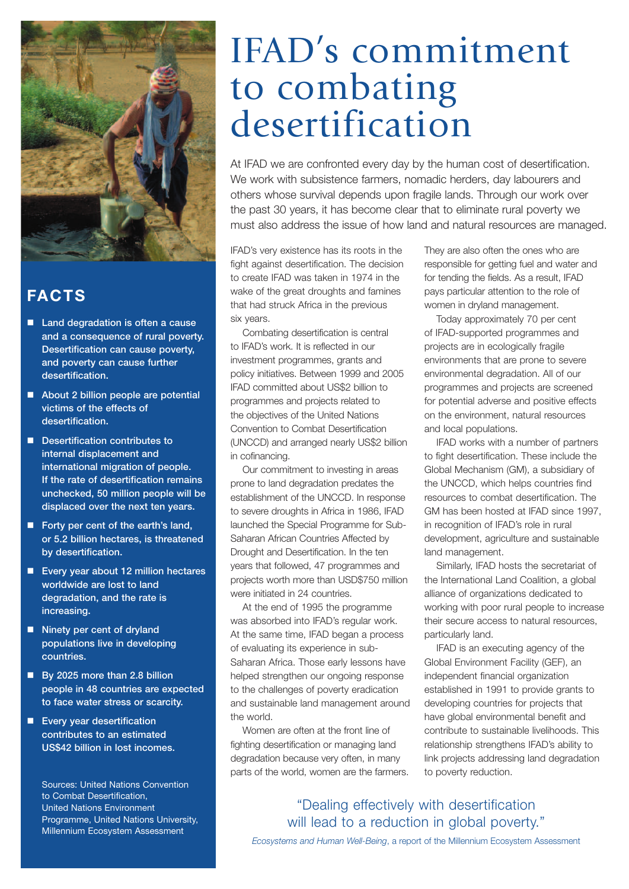# IFAD's commitment to combating desertification

At IFAD we are confronted every day by the human cost of desertification. We work with subsistence farmers, nomadic herders, day labourers and others whose survival depends upon fragile lands. Through our work over the past 30 years, it has become clear that to eliminate rural poverty we must also address the issue of how land and natural resources are managed.

IFAD's very existence has its roots in the fight against desertification. The decision to create IFAD was taken in 1974 in the wake of the great droughts and famines that had struck Africa in the previous six years.

Combating desertification is central to IFAD's work. It is reflected in our investment programmes, grants and policy initiatives. Between 1999 and 2005 IFAD committed about US$2 billion to programmes and projects related to the objectives of the United Nations Convention to Combat Desertification (UNCCD) and arranged nearly US$2 billion in cofinancing.

Our commitment to investing in areas prone to land degradation predates the establishment of the UNCCD. In response to severe droughts in Africa in 1986, IFAD launched the Special Programme for Sub-Saharan African Countries Affected by Drought and Desertification. In the ten years that followed, 47 programmes and projects worth more than USD$750 million were initiated in 24 countries.

At the end of 1995 the programme was absorbed into IFAD's regular work. At the same time, IFAD began a process of evaluating its experience in sub-Saharan Africa. Those early lessons have helped strengthen our ongoing response to the challenges of poverty eradication and sustainable land management around the world.

Women are often at the front line of fighting desertification or managing land degradation because very often, in many parts of the world, women are the farmers. They are also often the ones who are responsible for getting fuel and water and for tending the fields. As a result, IFAD pays particular attention to the role of women in dryland management.

Today approximately 70 per cent of IFAD-supported programmes and projects are in ecologically fragile environments that are prone to severe environmental degradation. All of our programmes and projects are screened for potential adverse and positive effects on the environment, natural resources and local populations.

IFAD works with a number of partners to fight desertification. These include the Global Mechanism (GM), a subsidiary of the UNCCD, which helps countries find resources to combat desertification. The GM has been hosted at IFAD since 1997, in recognition of IFAD's role in rural development, agriculture and sustainable land management.

Similarly, IFAD hosts the secretariat of the International Land Coalition, a global alliance of organizations dedicated to working with poor rural people to increase their secure access to natural resources, particularly land.

IFAD is an executing agency of the Global Environment Facility (GEF), an independent financial organization established in 1991 to provide grants to developing countries for projects that have global environmental benefit and contribute to sustainable livelihoods. This relationship strengthens IFAD's ability to link projects addressing land degradation to poverty reduction.

"Dealing effectively with desertification will lead to a reduction in global poverty."

*Ecosystems and Human Well-Being*, a report of the Millennium Ecosystem Assessment

## FACTS

- **Land degradation is often a cause and a consequence of rural poverty. Desertification can cause poverty, and poverty can cause further desertification.**
- **About 2 billion people are potential victims of the effects of desertification.**
- **Desertification contributes to internal displacement and international migration of people. If the rate of desertification remains unchecked, 50 million people will be displaced over the next ten years.**
- **Forty per cent of the earth's land, or 5.2 billion hectares, is threatened by desertification.**
- **Every year about 12 million hectares worldwide are lost to land degradation, and the rate is increasing.**
- **Ninety per cent of dryland populations live in developing countries.**
- **By 2025 more than 2.8 billion people in 48 countries are expected to face water stress or scarcity.**
- **Every year desertification contributes to an estimated US$42 billion in lost incomes.**

Sources: United Nations Convention to Combat Desertification, United Nations Environment Programme, United Nations University, Millennium Ecosystem Assessment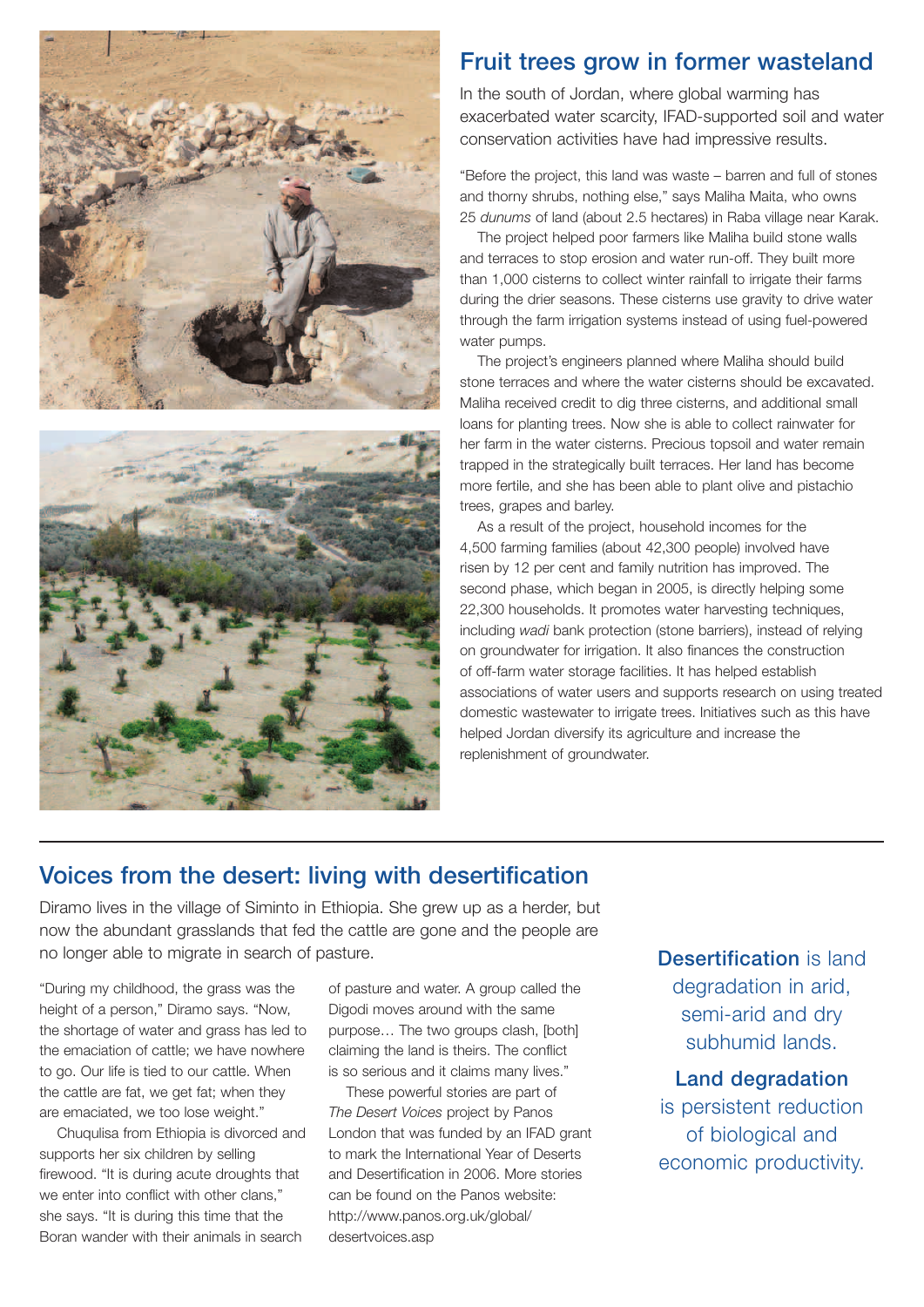## Fruit trees grow in former wasteland

In the south of Jordan, where global warming has exacerbated water scarcity, IFAD-supported soil and water conservation activities have had impressive results.

"Before the project, this land was waste – barren and full of stones and thorny shrubs, nothing else," says Maliha Maita, who owns 25 *dunums* of land (about 2.5 hectares) in Raba village near Karak.

The project helped poor farmers like Maliha build stone walls and terraces to stop erosion and water run-off. They built more than 1,000 cisterns to collect winter rainfall to irrigate their farms during the drier seasons. These cisterns use gravity to drive water through the farm irrigation systems instead of using fuel-powered water pumps.

The project's engineers planned where Maliha should build stone terraces and where the water cisterns should be excavated. Maliha received credit to dig three cisterns, and additional small loans for planting trees. Now she is able to collect rainwater for her farm in the water cisterns. Precious topsoil and water remain trapped in the strategically built terraces. Her land has become more fertile, and she has been able to plant olive and pistachio trees, grapes and barley.

As a result of the project, household incomes for the 4,500 farming families (about 42,300 people) involved have risen by 12 per cent and family nutrition has improved. The second phase, which began in 2005, is directly helping some 22,300 households. It promotes water harvesting techniques, including *wadi* bank protection (stone barriers), instead of relying on groundwater for irrigation. It also finances the construction of off-farm water storage facilities. It has helped establish associations of water users and supports research on using treated domestic wastewater to irrigate trees. Initiatives such as this have helped Jordan diversify its agriculture and increase the replenishment of groundwater.

## Voices from the desert: living with desertification

Diramo lives in the village of Siminto in Ethiopia. She grew up as a herder, but now the abundant grasslands that fed the cattle are gone and the people are no longer able to migrate in search of pasture.

"During my childhood, the grass was the height of a person," Diramo says. "Now, the shortage of water and grass has led to the emaciation of cattle; we have nowhere to go. Our life is tied to our cattle. When the cattle are fat, we get fat; when they are emaciated, we too lose weight."

Chuqulisa from Ethiopia is divorced and supports her six children by selling firewood. "It is during acute droughts that we enter into conflict with other clans," she says. "It is during this time that the Boran wander with their animals in search of pasture and water. A group called the Digodi moves around with the same purpose… The two groups clash, [both] claiming the land is theirs. The conflict is so serious and it claims many lives."

These powerful stories are part of *The Desert Voices* project by Panos London that was funded by an IFAD grant to mark the International Year of Deserts and Desertification in 2006. More stories can be found on the Panos website: http://www.panos.org.uk/global/desertvoices.asp

**Desertification** is land degradation in arid, semi-arid and dry subhumid lands.

**Land degradation** is persistent reduction of biological and economic productivity.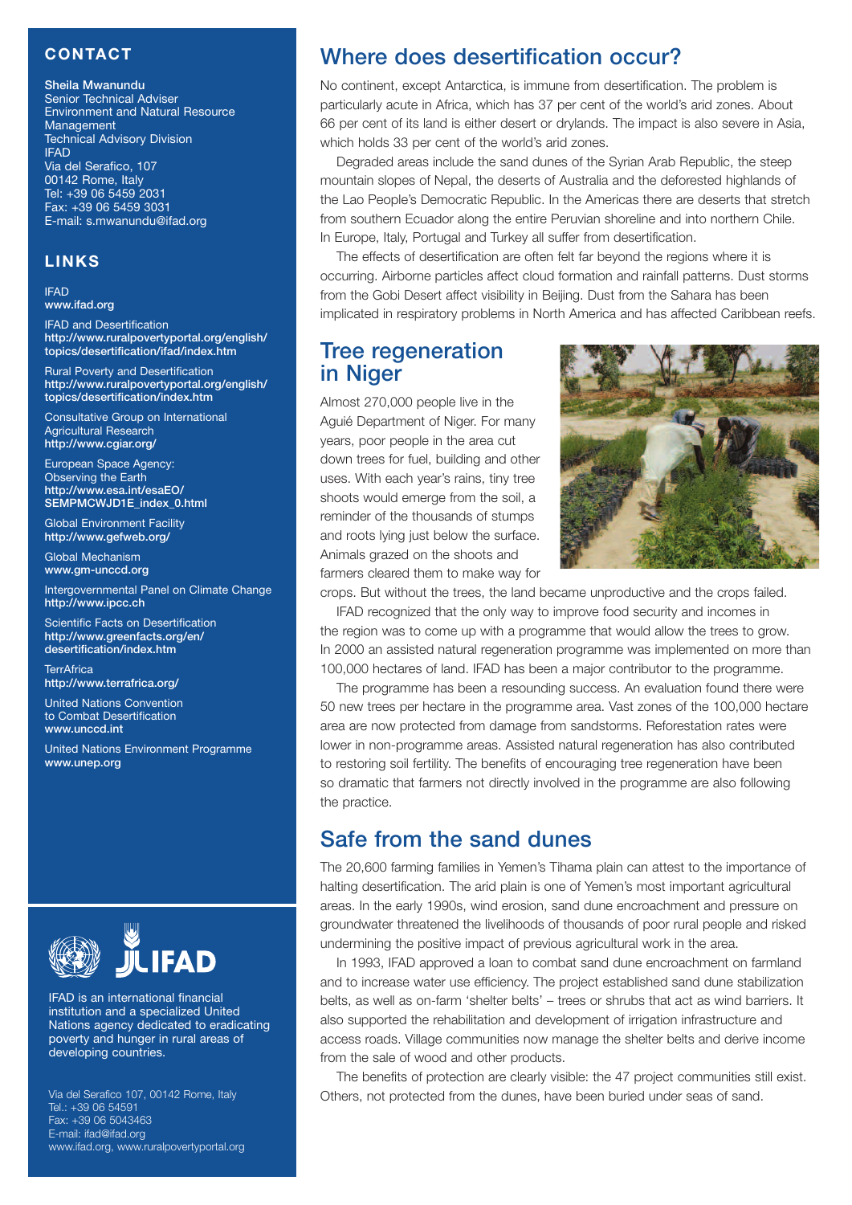## CONTACT

**Sheila Mwanundu**
Senior Technical Adviser
Environment and Natural Resource Management
Technical Advisory Division
IFAD
Via del Serafico, 107
00142 Rome, Italy
Tel: +39 06 5459 2031
Fax: +39 06 5459 3031
E-mail: s.mwanundu@ifad.org

## LINKS

IFAD
**www.ifad.org**

IFAD and Desertification
**http://www.ruralpovertyportal.org/english/topics/desertification/ifad/index.htm**

Rural Poverty and Desertification
**http://www.ruralpovertyportal.org/english/topics/desertification/index.htm**

Consultative Group on International Agricultural Research
**http://www.cgiar.org/**

European Space Agency: Observing the Earth
**http://www.esa.int/esaEO/SEMPMCWJD1E_index_0.html**

Global Environment Facility
**http://www.gefweb.org/**

Global Mechanism
**www.gm-unccd.org**

Intergovernmental Panel on Climate Change
**http://www.ipcc.ch**

Scientific Facts on Desertification
**http://www.greenfacts.org/en/desertification/index.htm**

TerrAfrica
**http://www.terrafrica.org/**

United Nations Convention to Combat Desertification
**www.unccd.int**

United Nations Environment Programme
**www.unep.org**

IFAD is an international financial institution and a specialized United Nations agency dedicated to eradicating poverty and hunger in rural areas of developing countries.

Via del Serafico 107, 00142 Rome, Italy
Tel.: +39 06 54591
Fax: +39 06 5043463
E-mail: ifad@ifad.org
www.ifad.org, www.ruralpovertyportal.org

## Where does desertification occur?

No continent, except Antarctica, is immune from desertification. The problem is particularly acute in Africa, which has 37 per cent of the world's arid zones. About 66 per cent of its land is either desert or drylands. The impact is also severe in Asia, which holds 33 per cent of the world's arid zones.

Degraded areas include the sand dunes of the Syrian Arab Republic, the steep mountain slopes of Nepal, the deserts of Australia and the deforested highlands of the Lao People's Democratic Republic. In the Americas there are deserts that stretch from southern Ecuador along the entire Peruvian shoreline and into northern Chile. In Europe, Italy, Portugal and Turkey all suffer from desertification.

The effects of desertification are often felt far beyond the regions where it is occurring. Airborne particles affect cloud formation and rainfall patterns. Dust storms from the Gobi Desert affect visibility in Beijing. Dust from the Sahara has been implicated in respiratory problems in North America and has affected Caribbean reefs.

## Tree regeneration in Niger

Almost 270,000 people live in the Aguié Department of Niger. For many years, poor people in the area cut down trees for fuel, building and other uses. With each year's rains, tiny tree shoots would emerge from the soil, a reminder of the thousands of stumps and roots lying just below the surface. Animals grazed on the shoots and farmers cleared them to make way for crops. But without the trees, the land became unproductive and the crops failed.

IFAD recognized that the only way to improve food security and incomes in the region was to come up with a programme that would allow the trees to grow. In 2000 an assisted natural regeneration programme was implemented on more than 100,000 hectares of land. IFAD has been a major contributor to the programme.

The programme has been a resounding success. An evaluation found there were 50 new trees per hectare in the programme area. Vast zones of the 100,000 hectare area are now protected from damage from sandstorms. Reforestation rates were lower in non-programme areas. Assisted natural regeneration has also contributed to restoring soil fertility. The benefits of encouraging tree regeneration have been so dramatic that farmers not directly involved in the programme are also following the practice.

## Safe from the sand dunes

The 20,600 farming families in Yemen's Tihama plain can attest to the importance of halting desertification. The arid plain is one of Yemen's most important agricultural areas. In the early 1990s, wind erosion, sand dune encroachment and pressure on groundwater threatened the livelihoods of thousands of poor rural people and risked undermining the positive impact of previous agricultural work in the area.

In 1993, IFAD approved a loan to combat sand dune encroachment on farmland and to increase water use efficiency. The project established sand dune stabilization belts, as well as on-farm 'shelter belts' – trees or shrubs that act as wind barriers. It also supported the rehabilitation and development of irrigation infrastructure and access roads. Village communities now manage the shelter belts and derive income from the sale of wood and other products.

The benefits of protection are clearly visible: the 47 project communities still exist. Others, not protected from the dunes, have been buried under seas of sand.